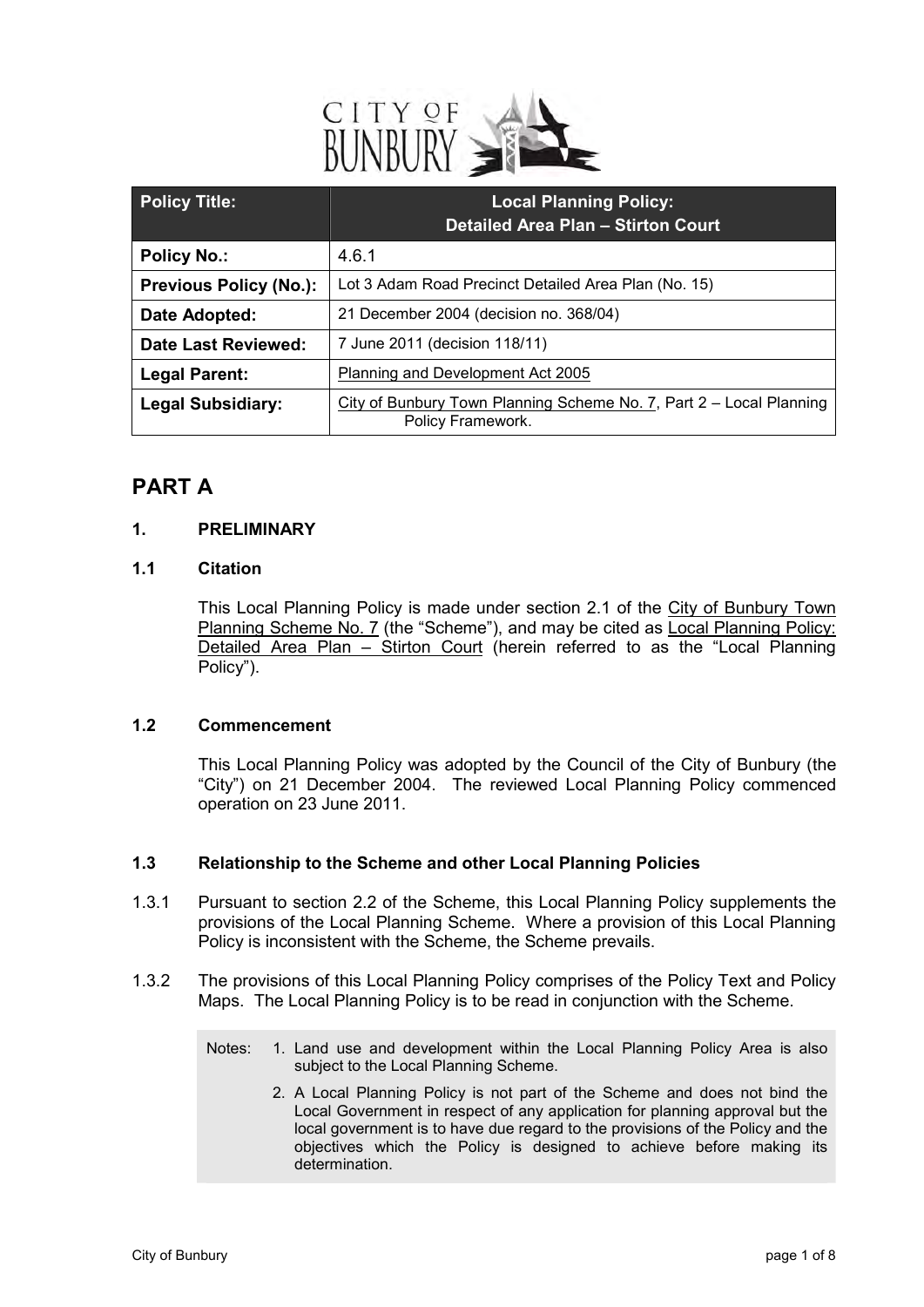| Policy Title: | Local Planning Policy: Detailed Area Plan – Stirton Court |
|---|---|
| **Policy No.:** | 4.6.1 |
| **Previous Policy (No.):** | Lot 3 Adam Road Precinct Detailed Area Plan (No. 15) |
| **Date Adopted:** | 21 December 2004 (decision no. 368/04) |
| **Date Last Reviewed:** | 7 June 2011 (decision 118/11) |
| **Legal Parent:** | Planning and Development Act 2005 |
| **Legal Subsidiary:** | City of Bunbury Town Planning Scheme No. 7, Part 2 – Local Planning Policy Framework. |

# PART A

## 1. PRELIMINARY

### 1.1 Citation

This Local Planning Policy is made under section 2.1 of the City of Bunbury Town Planning Scheme No. 7 (the "Scheme"), and may be cited as Local Planning Policy: Detailed Area Plan – Stirton Court (herein referred to as the "Local Planning Policy").

### 1.2 Commencement

This Local Planning Policy was adopted by the Council of the City of Bunbury (the "City") on 21 December 2004. The reviewed Local Planning Policy commenced operation on 23 June 2011.

### 1.3 Relationship to the Scheme and other Local Planning Policies

1.3.1 Pursuant to section 2.2 of the Scheme, this Local Planning Policy supplements the provisions of the Local Planning Scheme. Where a provision of this Local Planning Policy is inconsistent with the Scheme, the Scheme prevails.

1.3.2 The provisions of this Local Planning Policy comprises of the Policy Text and Policy Maps. The Local Planning Policy is to be read in conjunction with the Scheme.

> Notes:
> 1. Land use and development within the Local Planning Policy Area is also subject to the Local Planning Scheme.
> 2. A Local Planning Policy is not part of the Scheme and does not bind the Local Government in respect of any application for planning approval but the local government is to have due regard to the provisions of the Policy and the objectives which the Policy is designed to achieve before making its determination.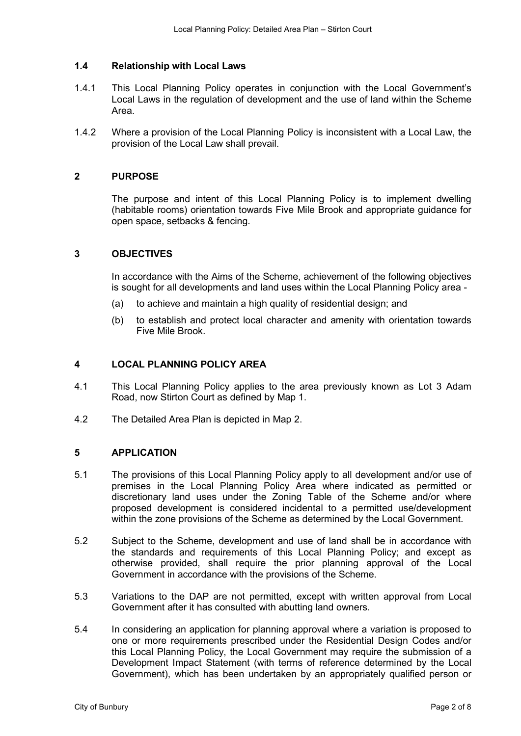### 1.4 Relationship with Local Laws

1.4.1 This Local Planning Policy operates in conjunction with the Local Government's Local Laws in the regulation of development and the use of land within the Scheme Area.

1.4.2 Where a provision of the Local Planning Policy is inconsistent with a Local Law, the provision of the Local Law shall prevail.

## 2 PURPOSE

The purpose and intent of this Local Planning Policy is to implement dwelling (habitable rooms) orientation towards Five Mile Brook and appropriate guidance for open space, setbacks & fencing.

## 3 OBJECTIVES

In accordance with the Aims of the Scheme, achievement of the following objectives is sought for all developments and land uses within the Local Planning Policy area -

(a) to achieve and maintain a high quality of residential design; and

(b) to establish and protect local character and amenity with orientation towards Five Mile Brook.

## 4 LOCAL PLANNING POLICY AREA

4.1 This Local Planning Policy applies to the area previously known as Lot 3 Adam Road, now Stirton Court as defined by Map 1.

4.2 The Detailed Area Plan is depicted in Map 2.

## 5 APPLICATION

5.1 The provisions of this Local Planning Policy apply to all development and/or use of premises in the Local Planning Policy Area where indicated as permitted or discretionary land uses under the Zoning Table of the Scheme and/or where proposed development is considered incidental to a permitted use/development within the zone provisions of the Scheme as determined by the Local Government.

5.2 Subject to the Scheme, development and use of land shall be in accordance with the standards and requirements of this Local Planning Policy; and except as otherwise provided, shall require the prior planning approval of the Local Government in accordance with the provisions of the Scheme.

5.3 Variations to the DAP are not permitted, except with written approval from Local Government after it has consulted with abutting land owners.

5.4 In considering an application for planning approval where a variation is proposed to one or more requirements prescribed under the Residential Design Codes and/or this Local Planning Policy, the Local Government may require the submission of a Development Impact Statement (with terms of reference determined by the Local Government), which has been undertaken by an appropriately qualified person or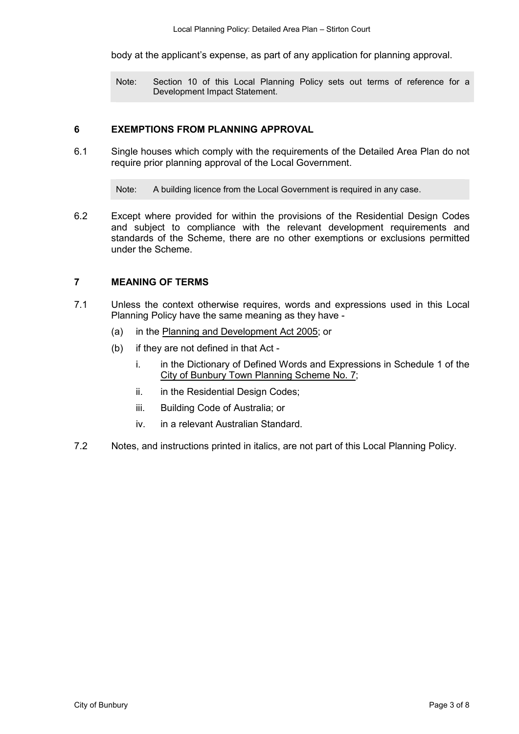body at the applicant's expense, as part of any application for planning approval.

> Note: Section 10 of this Local Planning Policy sets out terms of reference for a Development Impact Statement.

## 6 EXEMPTIONS FROM PLANNING APPROVAL

6.1 Single houses which comply with the requirements of the Detailed Area Plan do not require prior planning approval of the Local Government.

> Note: A building licence from the Local Government is required in any case.

6.2 Except where provided for within the provisions of the Residential Design Codes and subject to compliance with the relevant development requirements and standards of the Scheme, there are no other exemptions or exclusions permitted under the Scheme.

## 7 MEANING OF TERMS

7.1 Unless the context otherwise requires, words and expressions used in this Local Planning Policy have the same meaning as they have -

- (a) in the Planning and Development Act 2005; or
- (b) if they are not defined in that Act -
  - i. in the Dictionary of Defined Words and Expressions in Schedule 1 of the City of Bunbury Town Planning Scheme No. 7;
  - ii. in the Residential Design Codes;
  - iii. Building Code of Australia; or
  - iv. in a relevant Australian Standard.

7.2 Notes, and instructions printed in italics, are not part of this Local Planning Policy.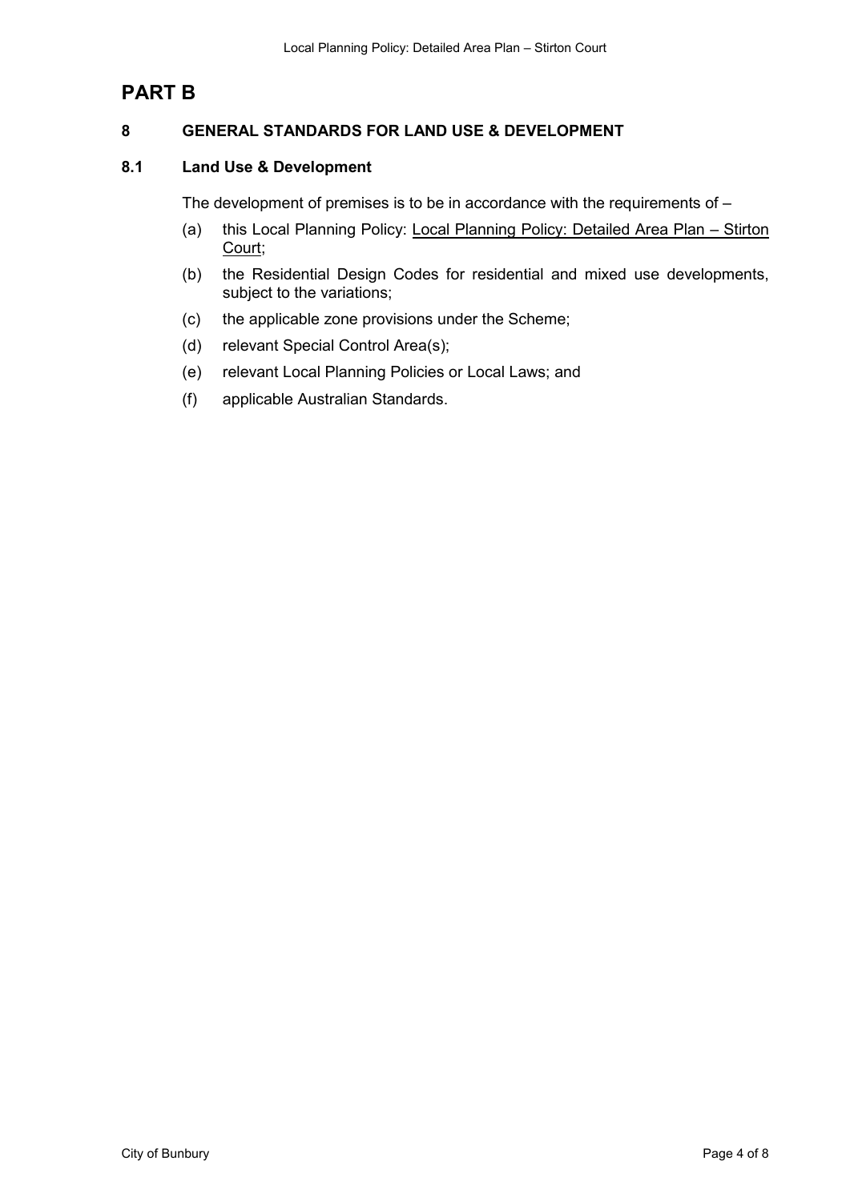# PART B

## 8 GENERAL STANDARDS FOR LAND USE & DEVELOPMENT

### 8.1 Land Use & Development

The development of premises is to be in accordance with the requirements of –

(a) this Local Planning Policy: Local Planning Policy: Detailed Area Plan – Stirton Court;

(b) the Residential Design Codes for residential and mixed use developments, subject to the variations;

(c) the applicable zone provisions under the Scheme;

(d) relevant Special Control Area(s);

(e) relevant Local Planning Policies or Local Laws; and

(f) applicable Australian Standards.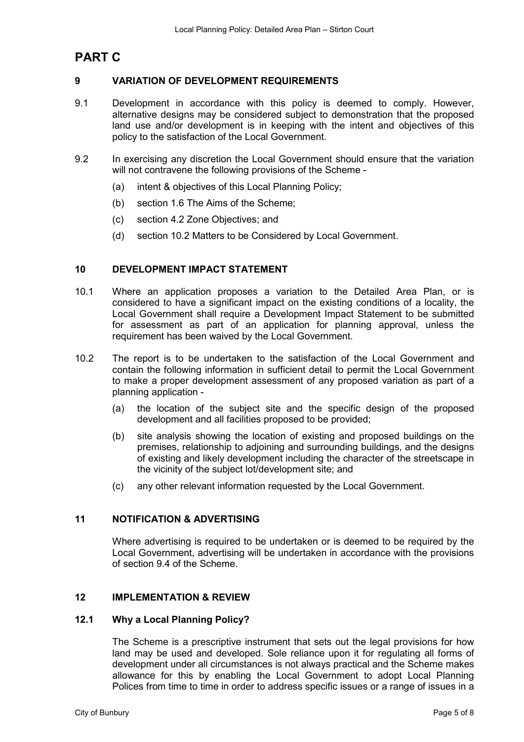# PART C

## 9 VARIATION OF DEVELOPMENT REQUIREMENTS

9.1 Development in accordance with this policy is deemed to comply. However, alternative designs may be considered subject to demonstration that the proposed land use and/or development is in keeping with the intent and objectives of this policy to the satisfaction of the Local Government.

9.2 In exercising any discretion the Local Government should ensure that the variation will not contravene the following provisions of the Scheme -

- (a) intent & objectives of this Local Planning Policy;
- (b) section 1.6 The Aims of the Scheme;
- (c) section 4.2 Zone Objectives; and
- (d) section 10.2 Matters to be Considered by Local Government.

## 10 DEVELOPMENT IMPACT STATEMENT

10.1 Where an application proposes a variation to the Detailed Area Plan, or is considered to have a significant impact on the existing conditions of a locality, the Local Government shall require a Development Impact Statement to be submitted for assessment as part of an application for planning approval, unless the requirement has been waived by the Local Government.

10.2 The report is to be undertaken to the satisfaction of the Local Government and contain the following information in sufficient detail to permit the Local Government to make a proper development assessment of any proposed variation as part of a planning application -

- (a) the location of the subject site and the specific design of the proposed development and all facilities proposed to be provided;
- (b) site analysis showing the location of existing and proposed buildings on the premises, relationship to adjoining and surrounding buildings, and the designs of existing and likely development including the character of the streetscape in the vicinity of the subject lot/development site; and
- (c) any other relevant information requested by the Local Government.

## 11 NOTIFICATION & ADVERTISING

Where advertising is required to be undertaken or is deemed to be required by the Local Government, advertising will be undertaken in accordance with the provisions of section 9.4 of the Scheme.

## 12 IMPLEMENTATION & REVIEW

### 12.1 Why a Local Planning Policy?

The Scheme is a prescriptive instrument that sets out the legal provisions for how land may be used and developed. Sole reliance upon it for regulating all forms of development under all circumstances is not always practical and the Scheme makes allowance for this by enabling the Local Government to adopt Local Planning Polices from time to time in order to address specific issues or a range of issues in a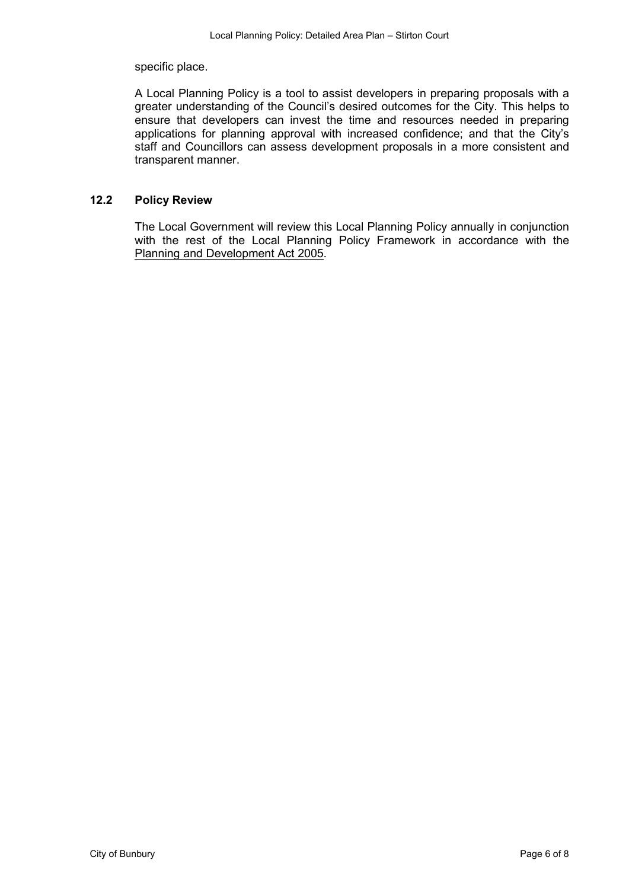specific place.

A Local Planning Policy is a tool to assist developers in preparing proposals with a greater understanding of the Council's desired outcomes for the City. This helps to ensure that developers can invest the time and resources needed in preparing applications for planning approval with increased confidence; and that the City's staff and Councillors can assess development proposals in a more consistent and transparent manner.

## 12.2 Policy Review

The Local Government will review this Local Planning Policy annually in conjunction with the rest of the Local Planning Policy Framework in accordance with the Planning and Development Act 2005.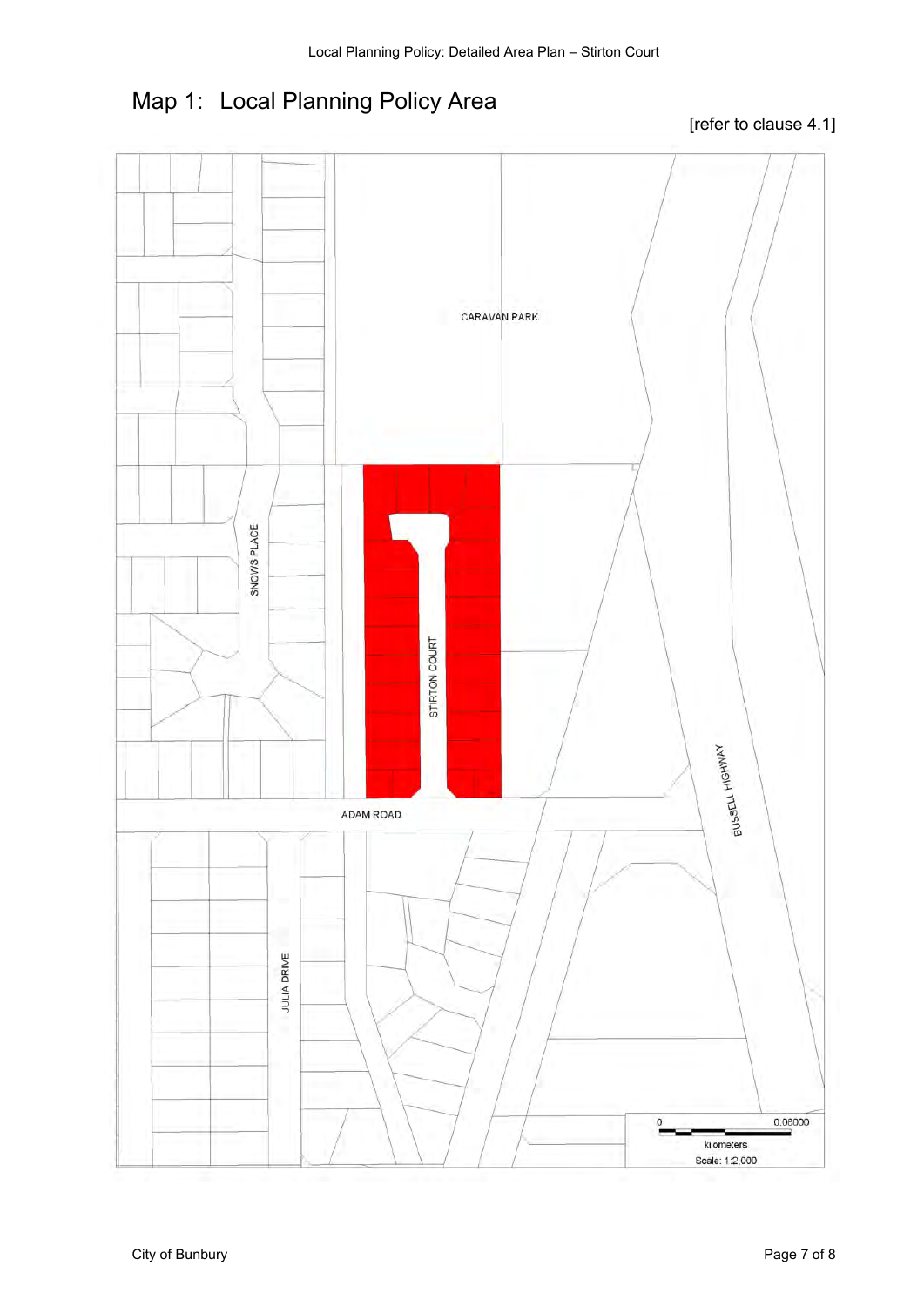# Map 1: Local Planning Policy Area

[refer to clause 4.1]

CARAVAN PARK

SNOWS PLACE

STIRTON COURT

ADAM ROAD

BUSSELL HIGHWAY

JULIA DRIVE

0 0.08000

kilometers

Scale: 1:2,000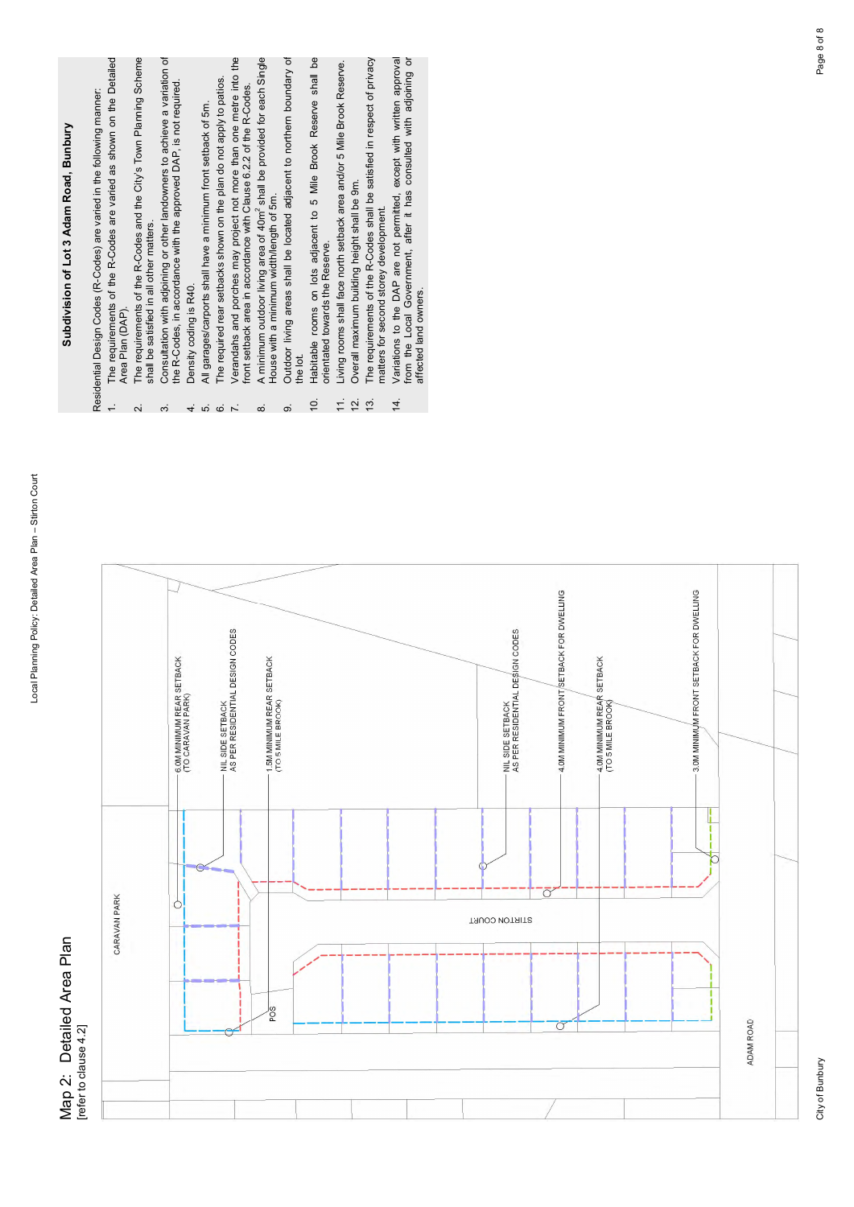# Map 2: Detailed Area Plan

[refer to clause 4.2]

CARAVAN PARK

6.0M MINIMUM REAR SETBACK (TO CARAVAN PARK)

NIL SIDE SETBACK AS PER RESIDENTIAL DESIGN CODES

1.5M MINIMUM REAR SETBACK (TO 5 MILE BROOK)

POS

STIRTON COURT

NIL SIDE SETBACK AS PER RESIDENTIAL DESIGN CODES

4.0M MINIMUM FRONT SETBACK FOR DWELLING

4.0M MINIMUM REAR SETBACK (TO 5 MILE BROOK)

3.0M MINIMUM FRONT SETBACK FOR DWELLING

ADAM ROAD

## Subdivision of Lot 3 Adam Road, Bunbury

Residential Design Codes (R-Codes) are varied in the following manner:

1. The requirements of the R-Codes are varied as shown on the Detailed Area Plan (DAP).
2. The requirements of the R-Codes and the City's Town Planning Scheme shall be satisfied in all other matters.
3. Consultation with adjoining or other landowners to achieve a variation of the R-Codes, in accordance with the approved DAP, is not required.
4. Density coding is R40.
5. All garages/carports shall have a minimum front setback of 5m.
6. The required rear setbacks shown on the plan do not apply to patios.
7. Verandahs and porches may project not more than one metre into the front setback area in accordance with Clause 6.2.2 of the R-Codes.
8. A minimum outdoor living area of 40m² shall be provided for each Single House with a minimum width/length of 5m.
9. Outdoor living areas shall be located adjacent to northern boundary of the lot.
10. Habitable rooms on lots adjacent to 5 Mile Brook Reserve shall be orientated towards the Reserve.
11. Living rooms shall face north setback area and/or 5 Mile Brook Reserve.
12. Overall maximum building height shall be 9m.
13. The requirements of the R-Codes shall be satisfied in respect of privacy matters for second storey development.
14. Variations to the DAP are not permitted, except with written approval from the Local Government, after it has consulted with adjoining or affected land owners.